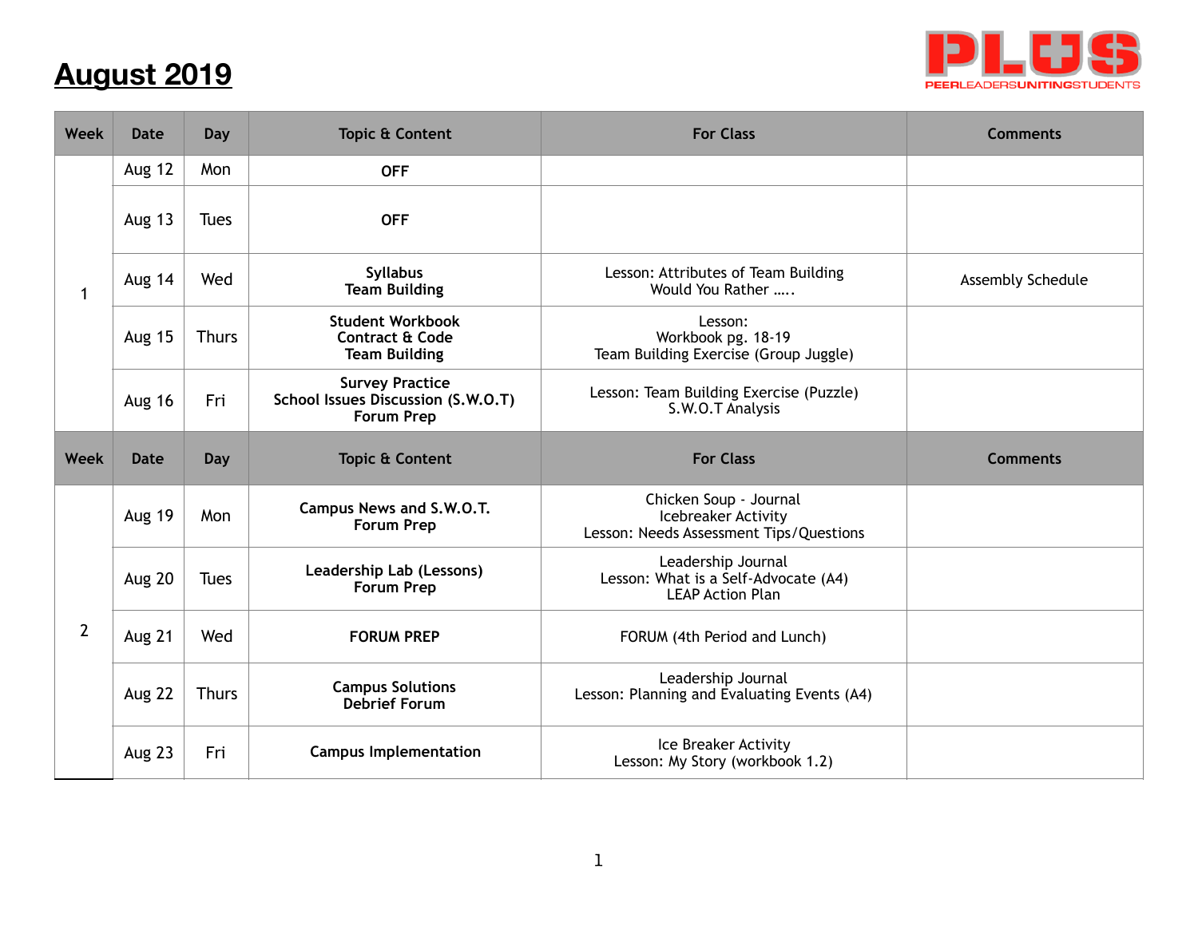# August 2019

PLUS
PEER LEADERS UNITING STUDENTS

| Week | Date | Day | Topic & Content | For Class | Comments |
|---|---|---|---|---|---|
| 1 | Aug 12 | Mon | **OFF** | | |
| | Aug 13 | Tues | **OFF** | | |
| | Aug 14 | Wed | **Syllabus**<br>**Team Building** | Lesson: Attributes of Team Building<br>Would You Rather ….. | Assembly Schedule |
| | Aug 15 | Thurs | **Student Workbook**<br>**Contract & Code**<br>**Team Building** | Lesson:<br>Workbook pg. 18-19<br>Team Building Exercise (Group Juggle) | |
| | Aug 16 | Fri | **Survey Practice**<br>**School Issues Discussion (S.W.O.T)**<br>**Forum Prep** | Lesson: Team Building Exercise (Puzzle)<br>S.W.O.T Analysis | |
| **Week** | **Date** | **Day** | **Topic & Content** | **For Class** | **Comments** |
| 2 | Aug 19 | Mon | **Campus News and S.W.O.T.**<br>**Forum Prep** | Chicken Soup - Journal<br>Icebreaker Activity<br>Lesson: Needs Assessment Tips/Questions | |
| | Aug 20 | Tues | **Leadership Lab (Lessons)**<br>**Forum Prep** | Leadership Journal<br>Lesson: What is a Self-Advocate (A4)<br>LEAP Action Plan | |
| | Aug 21 | Wed | **FORUM PREP** | FORUM (4th Period and Lunch) | |
| | Aug 22 | Thurs | **Campus Solutions**<br>**Debrief Forum** | Leadership Journal<br>Lesson: Planning and Evaluating Events (A4) | |
| | Aug 23 | Fri | **Campus Implementation** | Ice Breaker Activity<br>Lesson: My Story (workbook 1.2) | |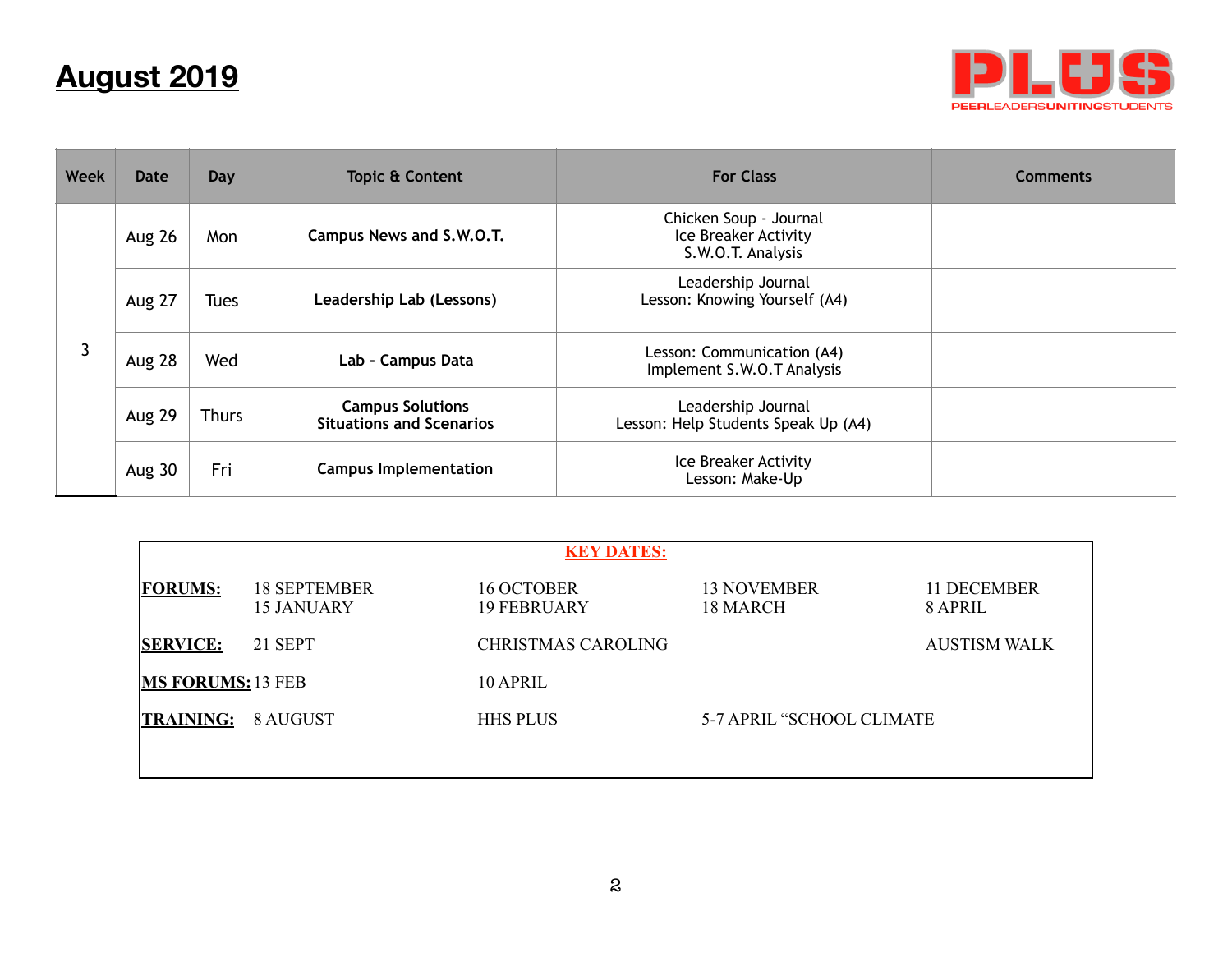# August 2019

PLUS
PEER LEADERS UNITING STUDENTS

| Week | Date | Day | Topic & Content | For Class | Comments |
|---|---|---|---|---|---|
| 3 | Aug 26 | Mon | **Campus News and S.W.O.T.** | Chicken Soup - Journal<br>Ice Breaker Activity<br>S.W.O.T. Analysis | |
| | Aug 27 | Tues | **Leadership Lab (Lessons)** | Leadership Journal<br>Lesson: Knowing Yourself (A4) | |
| | Aug 28 | Wed | **Lab - Campus Data** | Lesson: Communication (A4)<br>Implement S.W.O.T Analysis | |
| | Aug 29 | Thurs | **Campus Solutions Situations and Scenarios** | Leadership Journal<br>Lesson: Help Students Speak Up (A4) | |
| | Aug 30 | Fri | **Campus Implementation** | Ice Breaker Activity<br>Lesson: Make-Up | |

**KEY DATES:**

| | | | | |
|---|---|---|---|---|
| **FORUMS:** | 18 SEPTEMBER<br>15 JANUARY | 16 OCTOBER<br>19 FEBRUARY | 13 NOVEMBER<br>18 MARCH | 11 DECEMBER<br>8 APRIL |
| **SERVICE:** | 21 SEPT | CHRISTMAS CAROLING | | AUSTISM WALK |
| **MS FORUMS:** | 13 FEB | 10 APRIL | | |
| **TRAINING:** | 8 AUGUST | HHS PLUS | 5-7 APRIL "SCHOOL CLIMATE | |